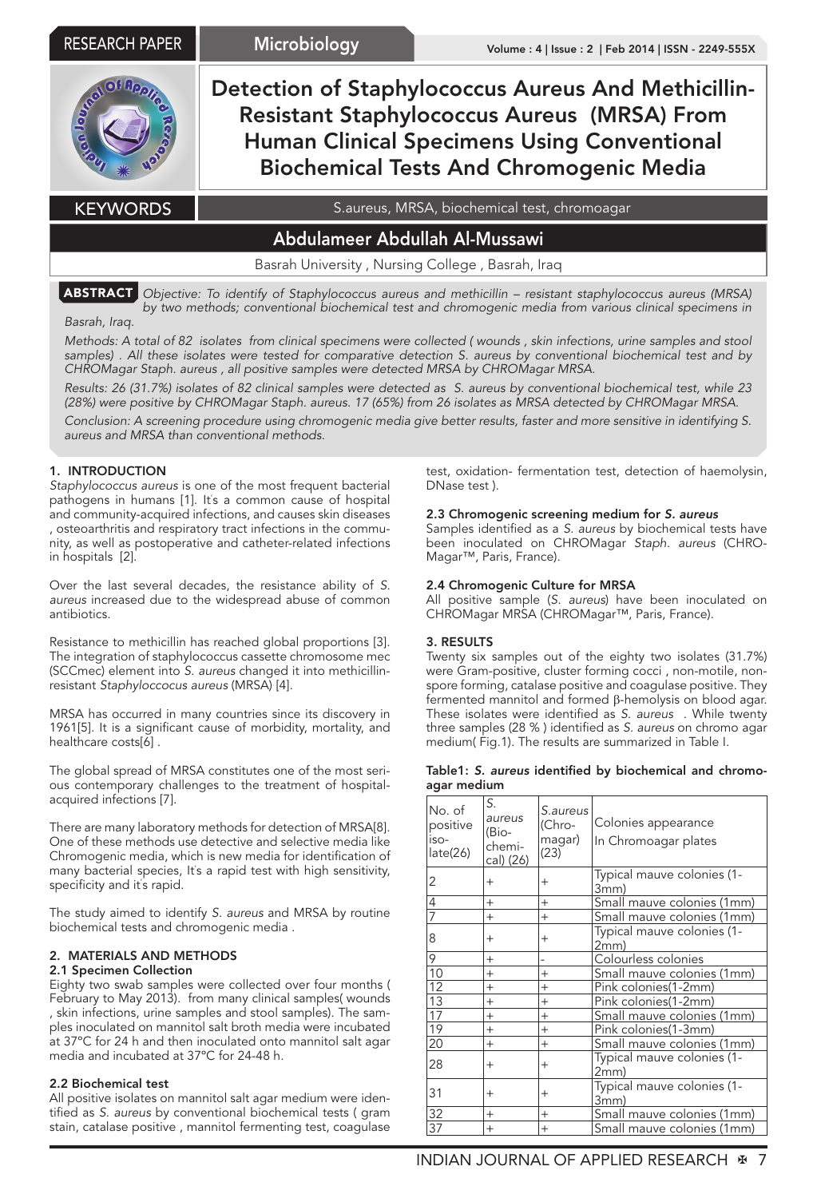# Detection of Staphylococcus Aureus And Methicillin-Resistant Staphylococcus Aureus (MRSA) From Human Clinical Specimens Using Conventional Biochemical Tests And Chromogenic Media

**KEYWORDS** S.aureus, MRSA, biochemical test, chromoagar

## Abdulameer Abdullah Al-Mussawi

Basrah University , Nursing College , Basrah, Iraq

**ABSTRACT** *Objective: To identify of Staphylococcus aureus and methicillin – resistant staphylococcus aureus (MRSA) by two methods; conventional biochemical test and chromogenic media from various clinical specimens in Basrah, Iraq.*

*Methods: A total of 82 isolates from clinical specimens were collected ( wounds , skin infections, urine samples and stool samples) . All these isolates were tested for comparative detection S. aureus by conventional biochemical test and by CHROMagar Staph. aureus , all positive samples were detected MRSA by CHROMagar MRSA.*

*Results: 26 (31.7%) isolates of 82 clinical samples were detected as S. aureus by conventional biochemical test, while 23 (28%) were positive by CHROMagar Staph. aureus. 17 (65%) from 26 isolates as MRSA detected by CHROMagar MRSA.*

*Conclusion: A screening procedure using chromogenic media give better results, faster and more sensitive in identifying S. aureus and MRSA than conventional methods.*

## 1. INTRODUCTION

*Staphylococcus aureus* is one of the most frequent bacterial pathogens in humans [1]. It's a common cause of hospital and community-acquired infections, and causes skin diseases , osteoarthritis and respiratory tract infections in the community, as well as postoperative and catheter-related infections in hospitals [2].

Over the last several decades, the resistance ability of *S. aureus* increased due to the widespread abuse of common antibiotics.

Resistance to methicillin has reached global proportions [3]. The integration of staphylococcus cassette chromosome mec (SCCmec) element into *S. aureus* changed it into methicillin-resistant *Staphyloccocus aureus* (MRSA) [4].

MRSA has occurred in many countries since its discovery in 1961[5]. It is a significant cause of morbidity, mortality, and healthcare costs[6] .

The global spread of MRSA constitutes one of the most serious contemporary challenges to the treatment of hospital-acquired infections [7].

There are many laboratory methods for detection of MRSA[8]. One of these methods use detective and selective media like Chromogenic media, which is new media for identification of many bacterial species, It's a rapid test with high sensitivity, specificity and it's rapid.

The study aimed to identify *S. aureus* and MRSA by routine biochemical tests and chromogenic media .

## 2. MATERIALS AND METHODS

### 2.1 Specimen Collection

Eighty two swab samples were collected over four months ( February to May 2013). from many clinical samples( wounds , skin infections, urine samples and stool samples). The samples inoculated on mannitol salt broth media were incubated at 37°C for 24 h and then inoculated onto mannitol salt agar media and incubated at 37°C for 24-48 h.

### 2.2 Biochemical test

All positive isolates on mannitol salt agar medium were identified as *S. aureus* by conventional biochemical tests ( gram stain, catalase positive , mannitol fermenting test, coagulase test, oxidation- fermentation test, detection of haemolysin, DNase test ).

### 2.3 Chromogenic screening medium for *S. aureus*

Samples identified as a *S. aureus* by biochemical tests have been inoculated on CHROMagar *Staph. aureus* (CHROMagar™, Paris, France).

### 2.4 Chromogenic Culture for MRSA

All positive sample (*S. aureus*) have been inoculated on CHROMagar MRSA (CHROMagar™, Paris, France).

## 3. RESULTS

Twenty six samples out of the eighty two isolates (31.7%) were Gram-positive, cluster forming cocci , non-motile, non-spore forming, catalase positive and coagulase positive. They fermented mannitol and formed β-hemolysis on blood agar. These isolates were identified as *S. aureus* . While twenty three samples (28 % ) identified as *S. aureus* on chromo agar medium( Fig.1). The results are summarized in Table I.

**Table1: *S. aureus* identified by biochemical and chromo-agar medium**

| No. of positive isolate(26) | *S. aureus* (Biochemical) (26) | S.aureus (Chromagar) (23) | Colonies appearance In Chromoagar plates |
|---|---|---|---|
| 2 | + | + | Typical mauve colonies (1-3mm) |
| 4 | + | + | Small mauve colonies (1mm) |
| 7 | + | + | Small mauve colonies (1mm) |
| 8 | + | + | Typical mauve colonies (1-2mm) |
| 9 | + | - | Colourless colonies |
| 10 | + | + | Small mauve colonies (1mm) |
| 12 | + | + | Pink colonies(1-2mm) |
| 13 | + | + | Pink colonies(1-2mm) |
| 17 | + | + | Small mauve colonies (1mm) |
| 19 | + | + | Pink colonies(1-3mm) |
| 20 | + | + | Small mauve colonies (1mm) |
| 28 | + | + | Typical mauve colonies (1-2mm) |
| 31 | + | + | Typical mauve colonies (1-3mm) |
| 32 | + | + | Small mauve colonies (1mm) |
| 37 | + | + | Small mauve colonies (1mm) |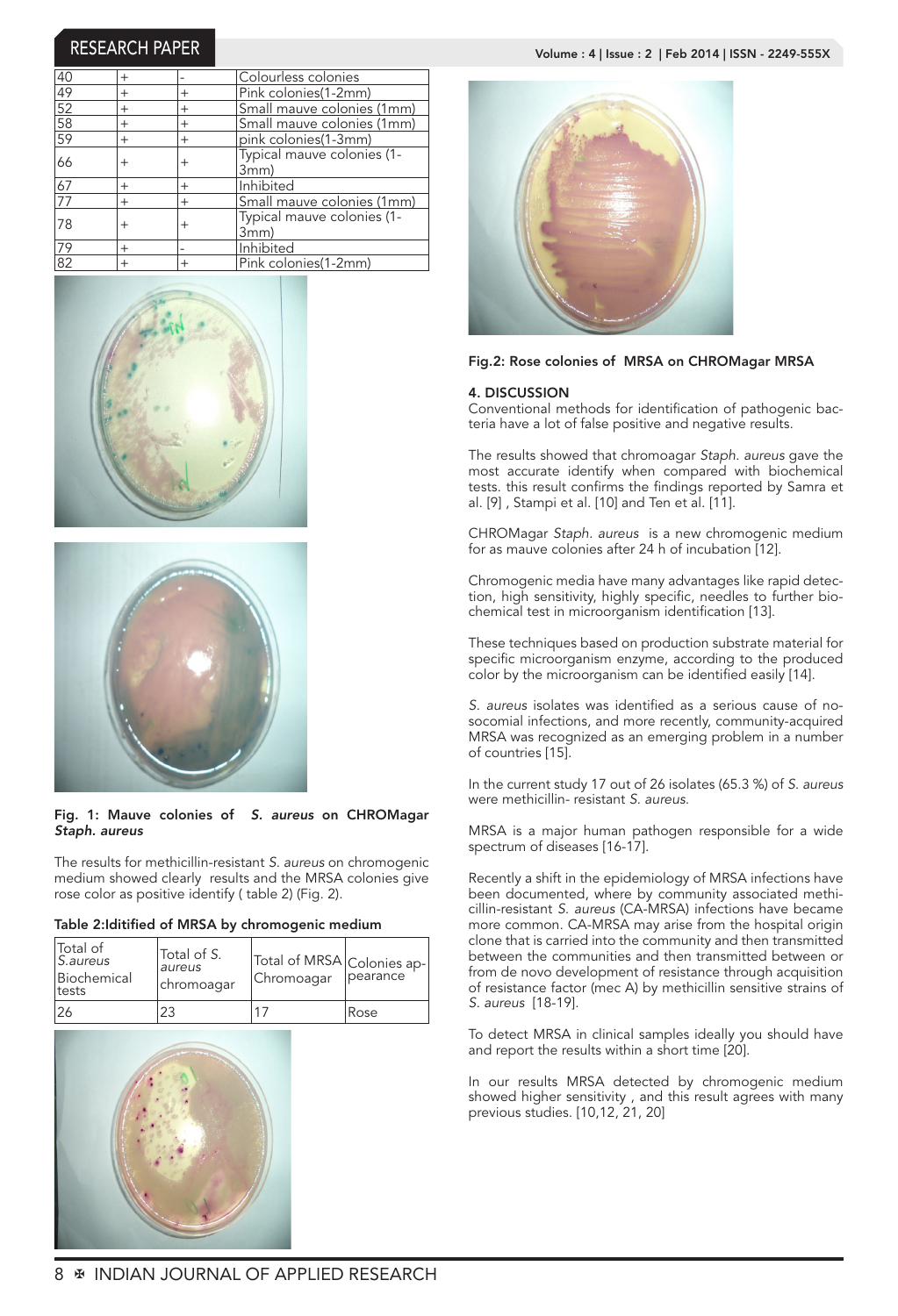| 40 | + | - | Colourless colonies |
|---|---|---|---|
| 49 | + | + | Pink colonies(1-2mm) |
| 52 | + | + | Small mauve colonies (1mm) |
| 58 | + | + | Small mauve colonies (1mm) |
| 59 | + | + | pink colonies(1-3mm) |
| 66 | + | + | Typical mauve colonies (1-3mm) |
| 67 | + | + | Inhibited |
| 77 | + | + | Small mauve colonies (1mm) |
| 78 | + | + | Typical mauve colonies (1-3mm) |
| 79 | + | - | Inhibited |
| 82 | + | + | Pink colonies(1-2mm) |

**Fig. 1: Mauve colonies of *S. aureus* on CHROMagar *Staph. aureus***

The results for methicillin-resistant *S. aureus* on chromogenic medium showed clearly results and the MRSA colonies give rose color as positive identify ( table 2) (Fig. 2).

**Table 2:Iditified of MRSA by chromogenic medium**

| Total of *S.aureus* Biochemical tests | Total of *S. aureus* chromoagar | Total of MRSA Chromoagar | Colonies appearance |
|---|---|---|---|
| 26 | 23 | 17 | Rose |

**Fig.2: Rose colonies of MRSA on CHROMagar MRSA**

## 4. DISCUSSION

Conventional methods for identification of pathogenic bacteria have a lot of false positive and negative results.

The results showed that chromoagar *Staph. aureus* gave the most accurate identify when compared with biochemical tests. this result confirms the findings reported by Samra et al. [9] , Stampi et al. [10] and Ten et al. [11].

CHROMagar *Staph. aureus* is a new chromogenic medium for as mauve colonies after 24 h of incubation [12].

Chromogenic media have many advantages like rapid detection, high sensitivity, highly specific, needles to further biochemical test in microorganism identification [13].

These techniques based on production substrate material for specific microorganism enzyme, according to the produced color by the microorganism can be identified easily [14].

*S. aureus* isolates was identified as a serious cause of nosocomial infections, and more recently, community-acquired MRSA was recognized as an emerging problem in a number of countries [15].

In the current study 17 out of 26 isolates (65.3 %) of *S. aureus* were methicillin- resistant *S. aureus*.

MRSA is a major human pathogen responsible for a wide spectrum of diseases [16-17].

Recently a shift in the epidemiology of MRSA infections have been documented, where by community associated methicillin-resistant *S. aureus* (CA-MRSA) infections have became more common. CA-MRSA may arise from the hospital origin clone that is carried into the community and then transmitted between the communities and then transmitted between or from de novo development of resistance through acquisition of resistance factor (mec A) by methicillin sensitive strains of *S. aureus* [18-19].

To detect MRSA in clinical samples ideally you should have and report the results within a short time [20].

In our results MRSA detected by chromogenic medium showed higher sensitivity , and this result agrees with many previous studies. [10,12, 21, 20]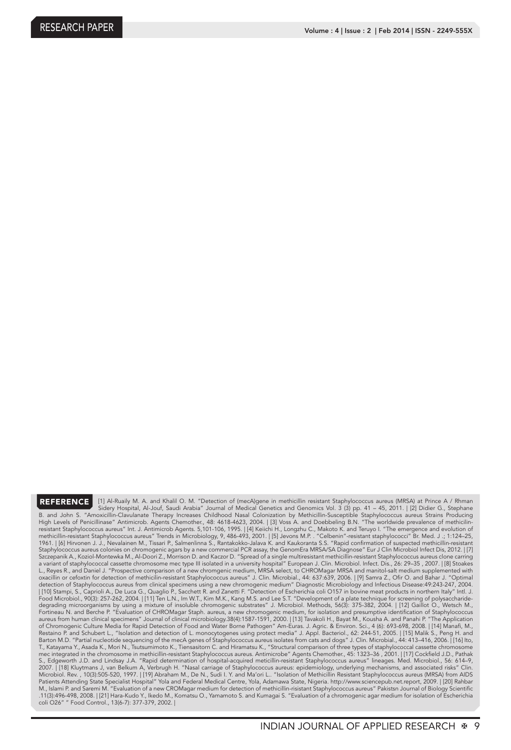## REFERENCE

[1] Al-Ruaily M. A. and Khalil O. M. "Detection of (mecA)gene in methicillin resistant Staphylococcus aureus (MRSA) at Prince A / Rhman Sidery Hospital, Al-Jouf, Saudi Arabia" Journal of Medical Genetics and Genomics Vol. 3 (3) pp. 41 – 45, 2011. | [2] Didier G., Stephane B. and John S. "Amoxicillin-Clavulanate Therapy Increases Childhood Nasal Colonization by Methicillin-Susceptible Staphylococcus aureus Strains Producing High Levels of Penicillinase" Antimicrob. Agents Chemother., 48: 4618-4623, 2004. | [3] Voss A. and Doebbeling B.N. "The worldwide prevalence of methicillin-resistant Staphylococcus aureus" Int. J. Antimicrob Agents. 5,101-106, 1995. | [4] Keiichi H., Longzhu C., Makoto K. and Teruyo I. "The emergence and evolution of methicillin-resistant Staphylococcus aureus" Trends in Microbiology, 9, 486-493, 2001. | [5] Jevons M.P. . "Celbenin"-resistant staphylococci" Br. Med. J .; 1:124–25, 1961. | [6] Hirvonen J. J., Nevalainen M., Tissari P., Salmenlinna S., Rantakokko-Jalava K. and Kaukoranta S.S. "Rapid confirmation of suspected methicillin-resistant Staphylococcus aureus colonies on chromogenic agars by a new commercial PCR assay, the GenomEra MRSA/SA Diagnose" Eur J Clin Microbiol Infect Dis, 2012. | [7] Szczepanik A., Koziol-Montewka M., Al-Doori Z., Morrison D. and Kaczor D. "Spread of a single multiresistant methicillin-resistant Staphylococcus aureus clone carring a variant of staphylococcal cassette chromosome mec type III isolated in a university hospital" European J. Clin. Microbiol. Infect. Dis., 26: 29–35 , 2007. | [8] Stoakes L., Reyes R., and Daniel J. "Prospective comparison of a new chromgenic medium, MRSA select, to CHROMagar MRSA and manitol-salt medium supplemented with oxacillin or cefoxtin for detection of methicillin-resistant Staphylococcus aureus" J. Clin. Microbial., 44: 637:639, 2006. | [9] Samra Z., Ofir O. and Bahar J. "Optimal detection of Staphylococcus aureus from clinical specimens using a new chromogenic medium" Diagnostic Microbiology and Infectious Disease:49:243-247, 2004. | [10] Stampi, S., Caprioli A., De Luca G., Quaglio P., Sacchett R. and Zanetti F. "Detection of Escherichia coli O157 in bovine meat products in northern Italy" Intl. J. Food Microbiol., 90(3): 257-262, 2004. | [11] Ten L.N., Im W.T., Kim M.K., Kang M.S. and Lee S.T. "Development of a plate technique for screening of polysaccharide-degrading microorganisms by using a mixture of insoluble chromogenic substrates" J. Microbiol. Methods, 56(3): 375-382, 2004. | [12] Gaillot O., Wetsch M., Fortineau N. and Berche P. "Evaluation of CHROMagar Staph. aureus, a new chromogenic medium, for isolation and presumptive identification of Staphylococcus aureus from human clinical specimens" Journal of clinical microbiology.38(4):1587-1591, 2000. | [13] Tavakoli H., Bayat M., Kousha A. and Panahi P. "The Application of Chromogenic Culture Media for Rapid Detection of Food and Water Borne Pathogen" Am-Euras. J. Agric. & Environ. Sci., 4 (6): 693-698, 2008. | [14] Manafi, M., Restaino P. and Schubert L., "Isolation and detection of L. monocytogenes using protect media" J. Appl. Bacteriol., 62: 244-51, 2005. | [15] Malik S., Peng H. and Barton M.D. "Partial nucleotide sequencing of the mecA genes of Staphylococcus aureus isolates from cats and dogs" J. Clin. Microbial., 44: 413–416, 2006. | [16] Ito, T., Katayama Y., Asada K., Mori N., Tsutsumimoto K., Tiensasitorn C. and Hiramatsu K., "Structural comparison of three types of staphylococcal cassette chromosome mec integrated in the chromosome in methicillin-resistant Staphylococcus aureus. Antimicrobe" Agents Chemother., 45: 1323–36 , 2001. | [17] Cockfield J.D., Pathak S., Edgeworth J.D. and Lindsay J.A. "Rapid determination of hospital-acquired meticillin-resistant Staphylococcus aureus" lineages. Med. Microbiol., 56: 614–9, 2007. | [18] Kluytmans J, van Belkum A, Verbrugh H. "Nasal carriage of Staphylococcus aureus: epidemiology, underlying mechanisms, and associated risks" Clin. Microbiol. Rev. , 10(3):505-520, 1997. | [19] Abraham M., De N., Sudi I. Y. and Ma'ori L.. "Isolation of Methicillin Resistant Staphylococcus aureus (MRSA) from AIDS Patients Attending State Specialist Hospital" Yola and Federal Medical Centre, Yola, Adamawa State, Nigeria. http://www.sciencepub.net.report, 2009. | [20] Rahbar M., Islami P. and Saremi M. "Evaluation of a new CROMagar medium for detection of methicillin-risistant Staphylococcus aureus" Pakistsn Journal of Biology Scientific .11(3):496-498, 2008. | [21] Hara-Kudo Y., Ikedo M., Komatsu O., Yamamoto S. and Kumagai S. "Evaluation of a chromogenic agar medium for isolation of Escherichia coli O26" " Food Control., 13(6-7): 377-379, 2002. |